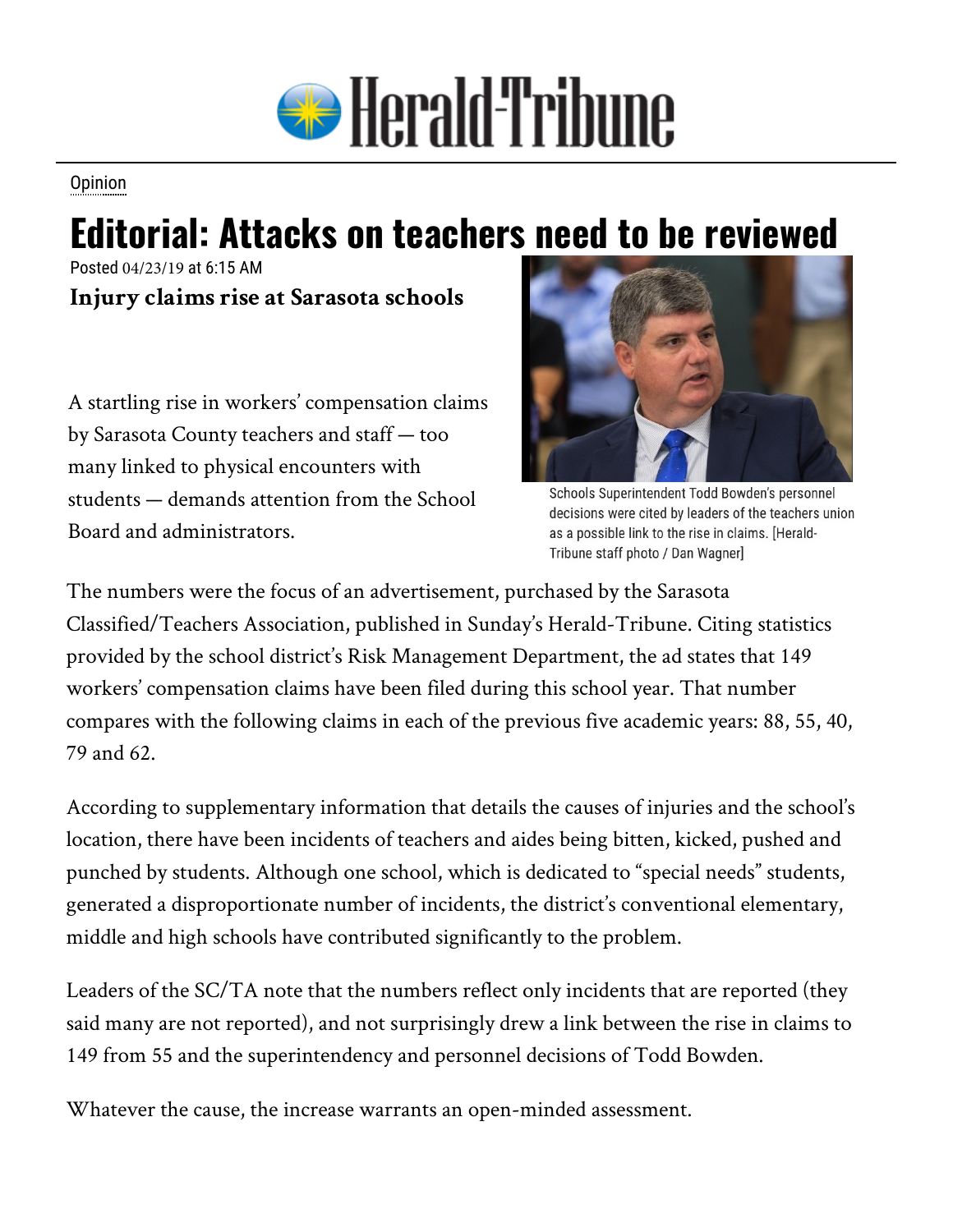Herald-Tribune

Opinion

# Editorial: Attacks on teachers need to be reviewed

Posted 04/23/19 at 6:15 AM

**Injury claims rise at Sarasota schools**

Schools Superintendent Todd Bowden's personnel decisions were cited by leaders of the teachers union as a possible link to the rise in claims. [Herald-Tribune staff photo / Dan Wagner]

A startling rise in workers' compensation claims by Sarasota County teachers and staff — too many linked to physical encounters with students — demands attention from the School Board and administrators.

The numbers were the focus of an advertisement, purchased by the Sarasota Classified/Teachers Association, published in Sunday's Herald-Tribune. Citing statistics provided by the school district's Risk Management Department, the ad states that 149 workers' compensation claims have been filed during this school year. That number compares with the following claims in each of the previous five academic years: 88, 55, 40, 79 and 62.

According to supplementary information that details the causes of injuries and the school's location, there have been incidents of teachers and aides being bitten, kicked, pushed and punched by students. Although one school, which is dedicated to "special needs" students, generated a disproportionate number of incidents, the district's conventional elementary, middle and high schools have contributed significantly to the problem.

Leaders of the SC/TA note that the numbers reflect only incidents that are reported (they said many are not reported), and not surprisingly drew a link between the rise in claims to 149 from 55 and the superintendency and personnel decisions of Todd Bowden.

Whatever the cause, the increase warrants an open-minded assessment.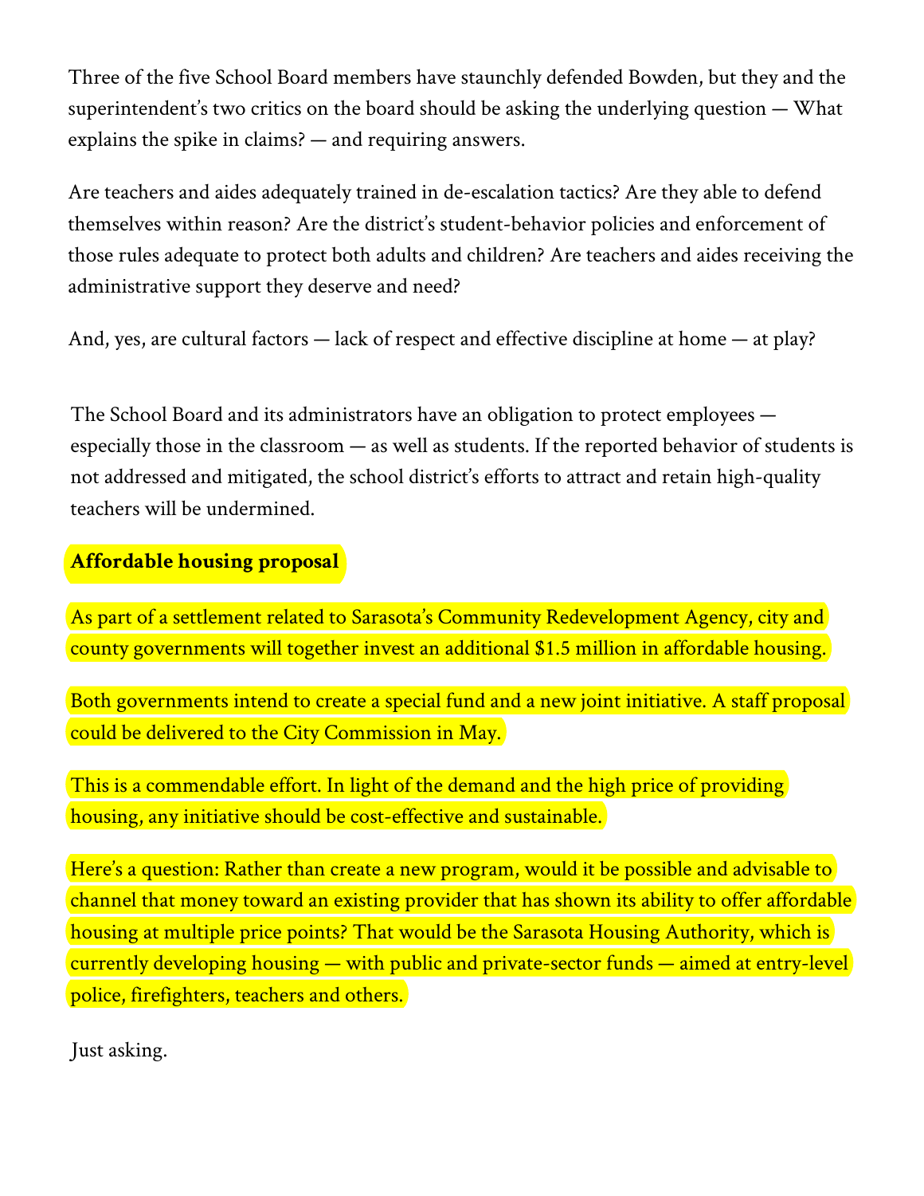Three of the five School Board members have staunchly defended Bowden, but they and the superintendent's two critics on the board should be asking the underlying question — What explains the spike in claims? — and requiring answers.

Are teachers and aides adequately trained in de-escalation tactics? Are they able to defend themselves within reason? Are the district's student-behavior policies and enforcement of those rules adequate to protect both adults and children? Are teachers and aides receiving the administrative support they deserve and need?

And, yes, are cultural factors — lack of respect and effective discipline at home — at play?

The School Board and its administrators have an obligation to protect employees — especially those in the classroom — as well as students. If the reported behavior of students is not addressed and mitigated, the school district's efforts to attract and retain high-quality teachers will be undermined.

**Affordable housing proposal**

As part of a settlement related to Sarasota's Community Redevelopment Agency, city and county governments will together invest an additional $1.5 million in affordable housing.

Both governments intend to create a special fund and a new joint initiative. A staff proposal could be delivered to the City Commission in May.

This is a commendable effort. In light of the demand and the high price of providing housing, any initiative should be cost-effective and sustainable.

Here's a question: Rather than create a new program, would it be possible and advisable to channel that money toward an existing provider that has shown its ability to offer affordable housing at multiple price points? That would be the Sarasota Housing Authority, which is currently developing housing — with public and private-sector funds — aimed at entry-level police, firefighters, teachers and others.

Just asking.